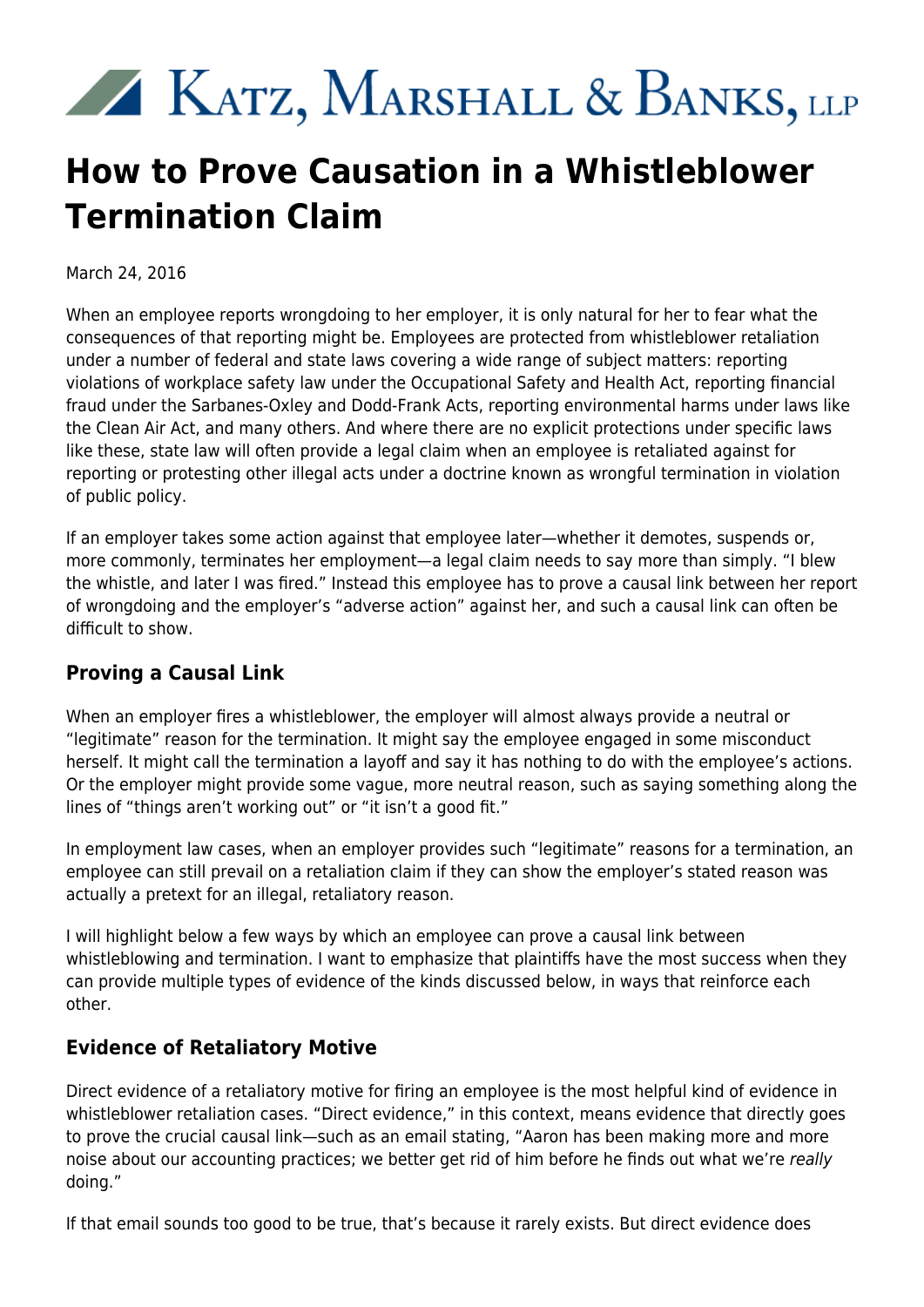# Katz, Marshall & Banks, LLP

# How to Prove Causation in a Whistleblower Termination Claim

March 24, 2016

When an employee reports wrongdoing to her employer, it is only natural for her to fear what the consequences of that reporting might be. Employees are protected from whistleblower retaliation under a number of federal and state laws covering a wide range of subject matters: reporting violations of workplace safety law under the Occupational Safety and Health Act, reporting financial fraud under the Sarbanes-Oxley and Dodd-Frank Acts, reporting environmental harms under laws like the Clean Air Act, and many others. And where there are no explicit protections under specific laws like these, state law will often provide a legal claim when an employee is retaliated against for reporting or protesting other illegal acts under a doctrine known as wrongful termination in violation of public policy.

If an employer takes some action against that employee later—whether it demotes, suspends or, more commonly, terminates her employment—a legal claim needs to say more than simply. "I blew the whistle, and later I was fired." Instead this employee has to prove a causal link between her report of wrongdoing and the employer's "adverse action" against her, and such a causal link can often be difficult to show.

## Proving a Causal Link

When an employer fires a whistleblower, the employer will almost always provide a neutral or "legitimate" reason for the termination. It might say the employee engaged in some misconduct herself. It might call the termination a layoff and say it has nothing to do with the employee's actions. Or the employer might provide some vague, more neutral reason, such as saying something along the lines of "things aren't working out" or "it isn't a good fit."

In employment law cases, when an employer provides such "legitimate" reasons for a termination, an employee can still prevail on a retaliation claim if they can show the employer's stated reason was actually a pretext for an illegal, retaliatory reason.

I will highlight below a few ways by which an employee can prove a causal link between whistleblowing and termination. I want to emphasize that plaintiffs have the most success when they can provide multiple types of evidence of the kinds discussed below, in ways that reinforce each other.

## Evidence of Retaliatory Motive

Direct evidence of a retaliatory motive for firing an employee is the most helpful kind of evidence in whistleblower retaliation cases. "Direct evidence," in this context, means evidence that directly goes to prove the crucial causal link—such as an email stating, "Aaron has been making more and more noise about our accounting practices; we better get rid of him before he finds out what we're *really* doing."

If that email sounds too good to be true, that's because it rarely exists. But direct evidence does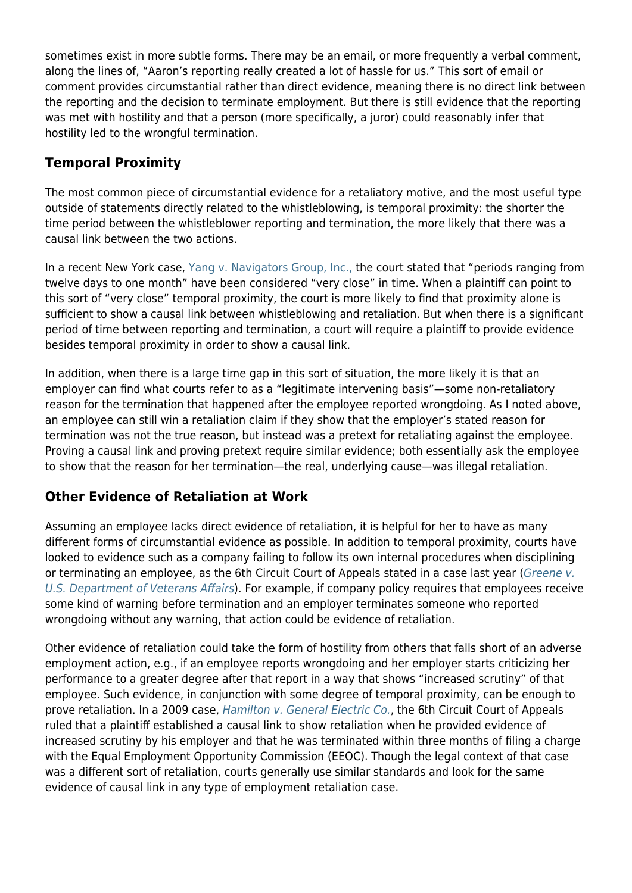sometimes exist in more subtle forms. There may be an email, or more frequently a verbal comment, along the lines of, "Aaron's reporting really created a lot of hassle for us." This sort of email or comment provides circumstantial rather than direct evidence, meaning there is no direct link between the reporting and the decision to terminate employment. But there is still evidence that the reporting was met with hostility and that a person (more specifically, a juror) could reasonably infer that hostility led to the wrongful termination.

## Temporal Proximity

The most common piece of circumstantial evidence for a retaliatory motive, and the most useful type outside of statements directly related to the whistleblowing, is temporal proximity: the shorter the time period between the whistleblower reporting and termination, the more likely that there was a causal link between the two actions.

In a recent New York case, Yang v. Navigators Group, Inc., the court stated that "periods ranging from twelve days to one month" have been considered "very close" in time. When a plaintiff can point to this sort of "very close" temporal proximity, the court is more likely to find that proximity alone is sufficient to show a causal link between whistleblowing and retaliation. But when there is a significant period of time between reporting and termination, a court will require a plaintiff to provide evidence besides temporal proximity in order to show a causal link.

In addition, when there is a large time gap in this sort of situation, the more likely it is that an employer can find what courts refer to as a "legitimate intervening basis"—some non-retaliatory reason for the termination that happened after the employee reported wrongdoing. As I noted above, an employee can still win a retaliation claim if they show that the employer's stated reason for termination was not the true reason, but instead was a pretext for retaliating against the employee. Proving a causal link and proving pretext require similar evidence; both essentially ask the employee to show that the reason for her termination—the real, underlying cause—was illegal retaliation.

## Other Evidence of Retaliation at Work

Assuming an employee lacks direct evidence of retaliation, it is helpful for her to have as many different forms of circumstantial evidence as possible. In addition to temporal proximity, courts have looked to evidence such as a company failing to follow its own internal procedures when disciplining or terminating an employee, as the 6th Circuit Court of Appeals stated in a case last year (*Greene v. U.S. Department of Veterans Affairs*). For example, if company policy requires that employees receive some kind of warning before termination and an employer terminates someone who reported wrongdoing without any warning, that action could be evidence of retaliation.

Other evidence of retaliation could take the form of hostility from others that falls short of an adverse employment action, e.g., if an employee reports wrongdoing and her employer starts criticizing her performance to a greater degree after that report in a way that shows "increased scrutiny" of that employee. Such evidence, in conjunction with some degree of temporal proximity, can be enough to prove retaliation. In a 2009 case, *Hamilton v. General Electric Co.*, the 6th Circuit Court of Appeals ruled that a plaintiff established a causal link to show retaliation when he provided evidence of increased scrutiny by his employer and that he was terminated within three months of filing a charge with the Equal Employment Opportunity Commission (EEOC). Though the legal context of that case was a different sort of retaliation, courts generally use similar standards and look for the same evidence of causal link in any type of employment retaliation case.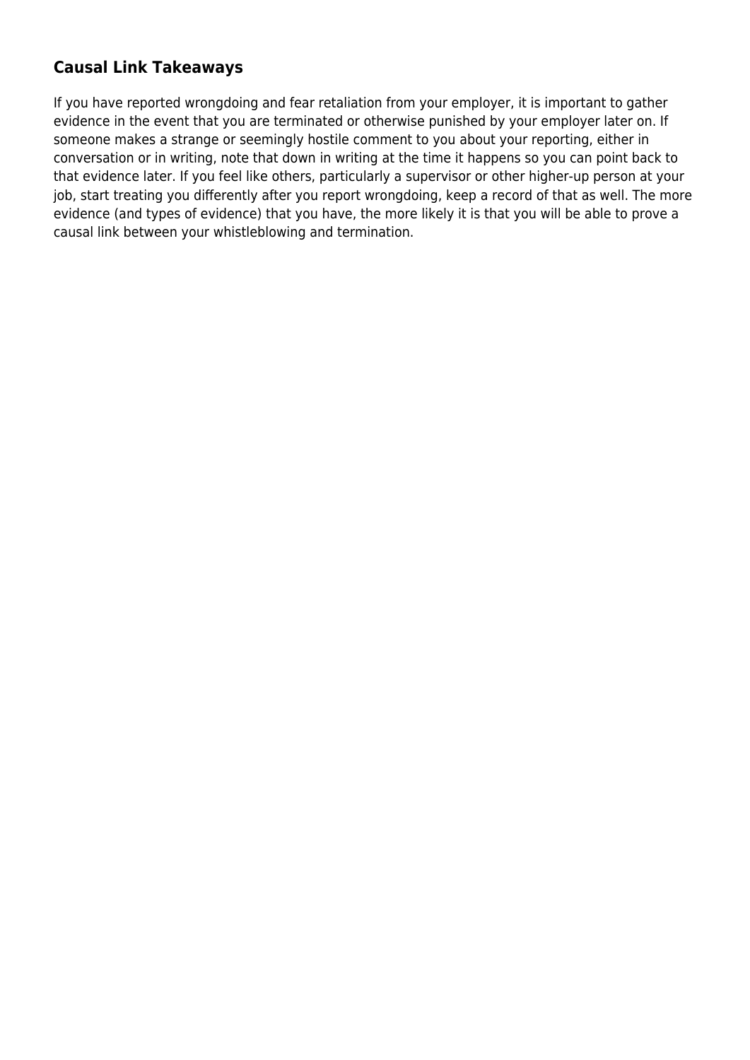### Causal Link Takeaways

If you have reported wrongdoing and fear retaliation from your employer, it is important to gather evidence in the event that you are terminated or otherwise punished by your employer later on. If someone makes a strange or seemingly hostile comment to you about your reporting, either in conversation or in writing, note that down in writing at the time it happens so you can point back to that evidence later. If you feel like others, particularly a supervisor or other higher-up person at your job, start treating you differently after you report wrongdoing, keep a record of that as well. The more evidence (and types of evidence) that you have, the more likely it is that you will be able to prove a causal link between your whistleblowing and termination.